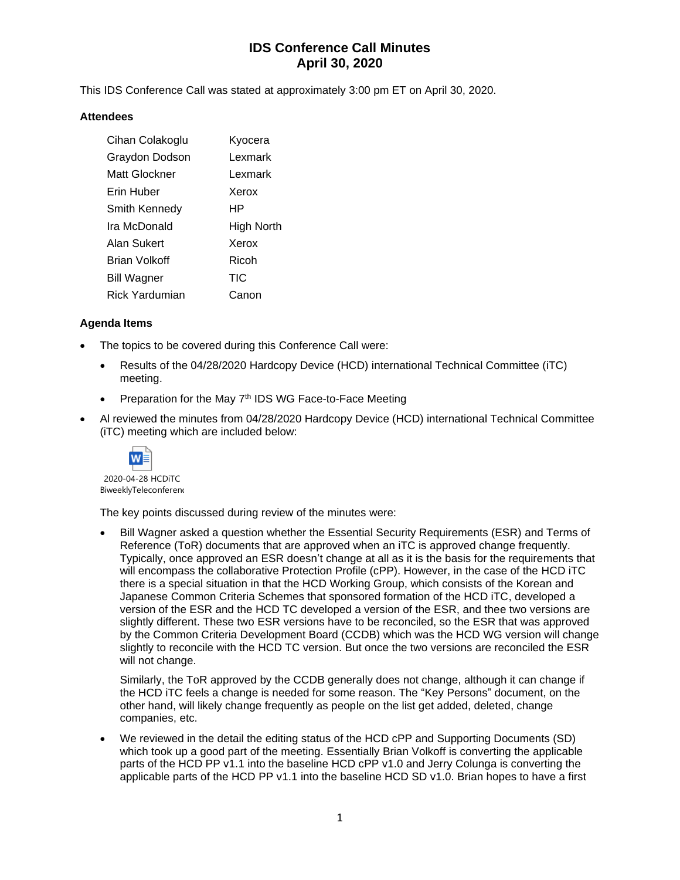# IDS Conference Call Minutes
# April 30, 2020

This IDS Conference Call was stated at approximately 3:00 pm ET on April 30, 2020.

### Attendees

| | |
|---|---|
| Cihan Colakoglu | Kyocera |
| Graydon Dodson | Lexmark |
| Matt Glockner | Lexmark |
| Erin Huber | Xerox |
| Smith Kennedy | HP |
| Ira McDonald | High North |
| Alan Sukert | Xerox |
| Brian Volkoff | Ricoh |
| Bill Wagner | TIC |
| Rick Yardumian | Canon |

### Agenda Items

- The topics to be covered during this Conference Call were:
  - Results of the 04/28/2020 Hardcopy Device (HCD) international Technical Committee (iTC) meeting.
  - Preparation for the May 7th IDS WG Face-to-Face Meeting
- Al reviewed the minutes from 04/28/2020 Hardcopy Device (HCD) international Technical Committee (iTC) meeting which are included below:

  2020-04-28 HCDiTC BiweeklyTeleconferenc

  The key points discussed during review of the minutes were:

  - Bill Wagner asked a question whether the Essential Security Requirements (ESR) and Terms of Reference (ToR) documents that are approved when an iTC is approved change frequently. Typically, once approved an ESR doesn't change at all as it is the basis for the requirements that will encompass the collaborative Protection Profile (cPP). However, in the case of the HCD iTC there is a special situation in that the HCD Working Group, which consists of the Korean and Japanese Common Criteria Schemes that sponsored formation of the HCD iTC, developed a version of the ESR and the HCD TC developed a version of the ESR, and thee two versions are slightly different. These two ESR versions have to be reconciled, so the ESR that was approved by the Common Criteria Development Board (CCDB) which was the HCD WG version will change slightly to reconcile with the HCD TC version. But once the two versions are reconciled the ESR will not change.

    Similarly, the ToR approved by the CCDB generally does not change, although it can change if the HCD iTC feels a change is needed for some reason. The "Key Persons" document, on the other hand, will likely change frequently as people on the list get added, deleted, change companies, etc.

  - We reviewed in the detail the editing status of the HCD cPP and Supporting Documents (SD) which took up a good part of the meeting. Essentially Brian Volkoff is converting the applicable parts of the HCD PP v1.1 into the baseline HCD cPP v1.0 and Jerry Colunga is converting the applicable parts of the HCD PP v1.1 into the baseline HCD SD v1.0. Brian hopes to have a first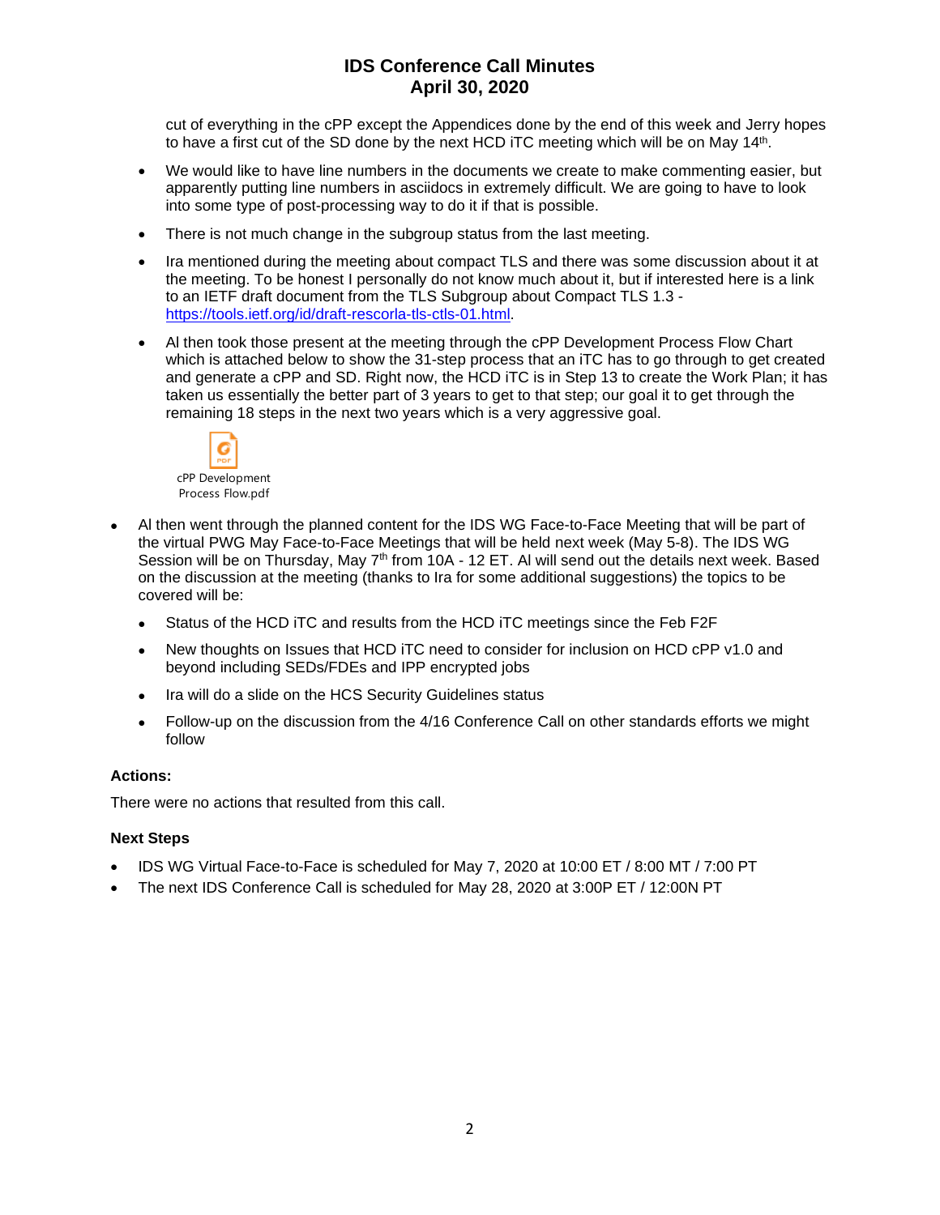cut of everything in the cPP except the Appendices done by the end of this week and Jerry hopes to have a first cut of the SD done by the next HCD iTC meeting which will be on May 14th.

- We would like to have line numbers in the documents we create to make commenting easier, but apparently putting line numbers in asciidocs in extremely difficult. We are going to have to look into some type of post-processing way to do it if that is possible.
- There is not much change in the subgroup status from the last meeting.
- Ira mentioned during the meeting about compact TLS and there was some discussion about it at the meeting. To be honest I personally do not know much about it, but if interested here is a link to an IETF draft document from the TLS Subgroup about Compact TLS 1.3 - https://tools.ietf.org/id/draft-rescorla-tls-ctls-01.html.
- Al then took those present at the meeting through the cPP Development Process Flow Chart which is attached below to show the 31-step process that an iTC has to go through to get created and generate a cPP and SD. Right now, the HCD iTC is in Step 13 to create the Work Plan; it has taken us essentially the better part of 3 years to get to that step; our goal it to get through the remaining 18 steps in the next two years which is a very aggressive goal.

  cPP Development Process Flow.pdf

- Al then went through the planned content for the IDS WG Face-to-Face Meeting that will be part of the virtual PWG May Face-to-Face Meetings that will be held next week (May 5-8). The IDS WG Session will be on Thursday, May 7th from 10A - 12 ET. Al will send out the details next week. Based on the discussion at the meeting (thanks to Ira for some additional suggestions) the topics to be covered will be:
  - Status of the HCD iTC and results from the HCD iTC meetings since the Feb F2F
  - New thoughts on Issues that HCD iTC need to consider for inclusion on HCD cPP v1.0 and beyond including SEDs/FDEs and IPP encrypted jobs
  - Ira will do a slide on the HCS Security Guidelines status
  - Follow-up on the discussion from the 4/16 Conference Call on other standards efforts we might follow

### Actions:

There were no actions that resulted from this call.

### Next Steps

- IDS WG Virtual Face-to-Face is scheduled for May 7, 2020 at 10:00 ET / 8:00 MT / 7:00 PT
- The next IDS Conference Call is scheduled for May 28, 2020 at 3:00P ET / 12:00N PT